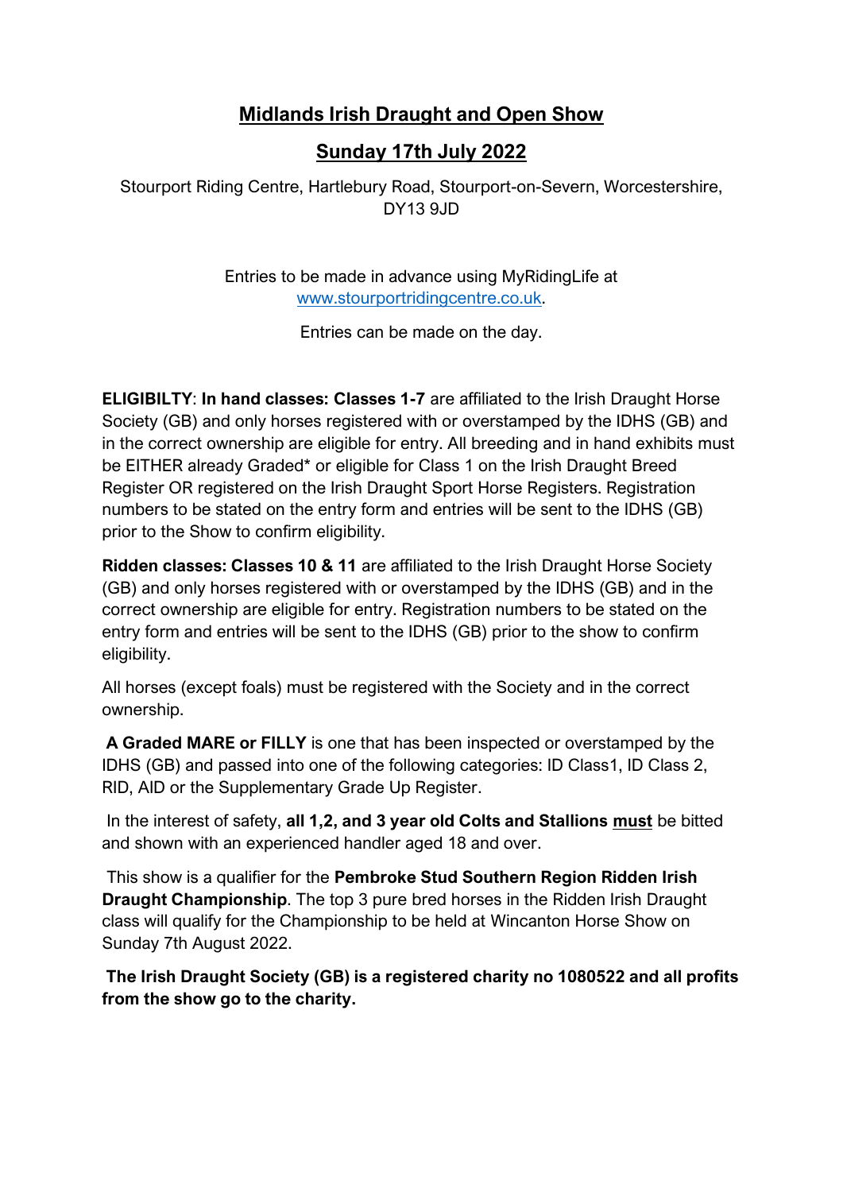# Midlands Irish Draught and Open Show

## Sunday 17th July 2022

Stourport Riding Centre, Hartlebury Road, Stourport-on-Severn, Worcestershire, DY13 9JD

Entries to be made in advance using MyRidingLife at [www.stourportridingcentre.co.uk](www.stourportridingcentre.co.uk).

Entries can be made on the day.

**ELIGIBILTY**: **In hand classes: Classes 1-7** are affiliated to the Irish Draught Horse Society (GB) and only horses registered with or overstamped by the IDHS (GB) and in the correct ownership are eligible for entry. All breeding and in hand exhibits must be EITHER already Graded* or eligible for Class 1 on the Irish Draught Breed Register OR registered on the Irish Draught Sport Horse Registers. Registration numbers to be stated on the entry form and entries will be sent to the IDHS (GB) prior to the Show to confirm eligibility.

**Ridden classes: Classes 10 & 11** are affiliated to the Irish Draught Horse Society (GB) and only horses registered with or overstamped by the IDHS (GB) and in the correct ownership are eligible for entry. Registration numbers to be stated on the entry form and entries will be sent to the IDHS (GB) prior to the show to confirm eligibility.

All horses (except foals) must be registered with the Society and in the correct ownership.

**A Graded MARE or FILLY** is one that has been inspected or overstamped by the IDHS (GB) and passed into one of the following categories: ID Class1, ID Class 2, RID, AID or the Supplementary Grade Up Register.

In the interest of safety, **all 1,2, and 3 year old Colts and Stallions <u>must</u>** be bitted and shown with an experienced handler aged 18 and over.

This show is a qualifier for the **Pembroke Stud Southern Region Ridden Irish Draught Championship**. The top 3 pure bred horses in the Ridden Irish Draught class will qualify for the Championship to be held at Wincanton Horse Show on Sunday 7th August 2022.

**The Irish Draught Society (GB) is a registered charity no 1080522 and all profits from the show go to the charity.**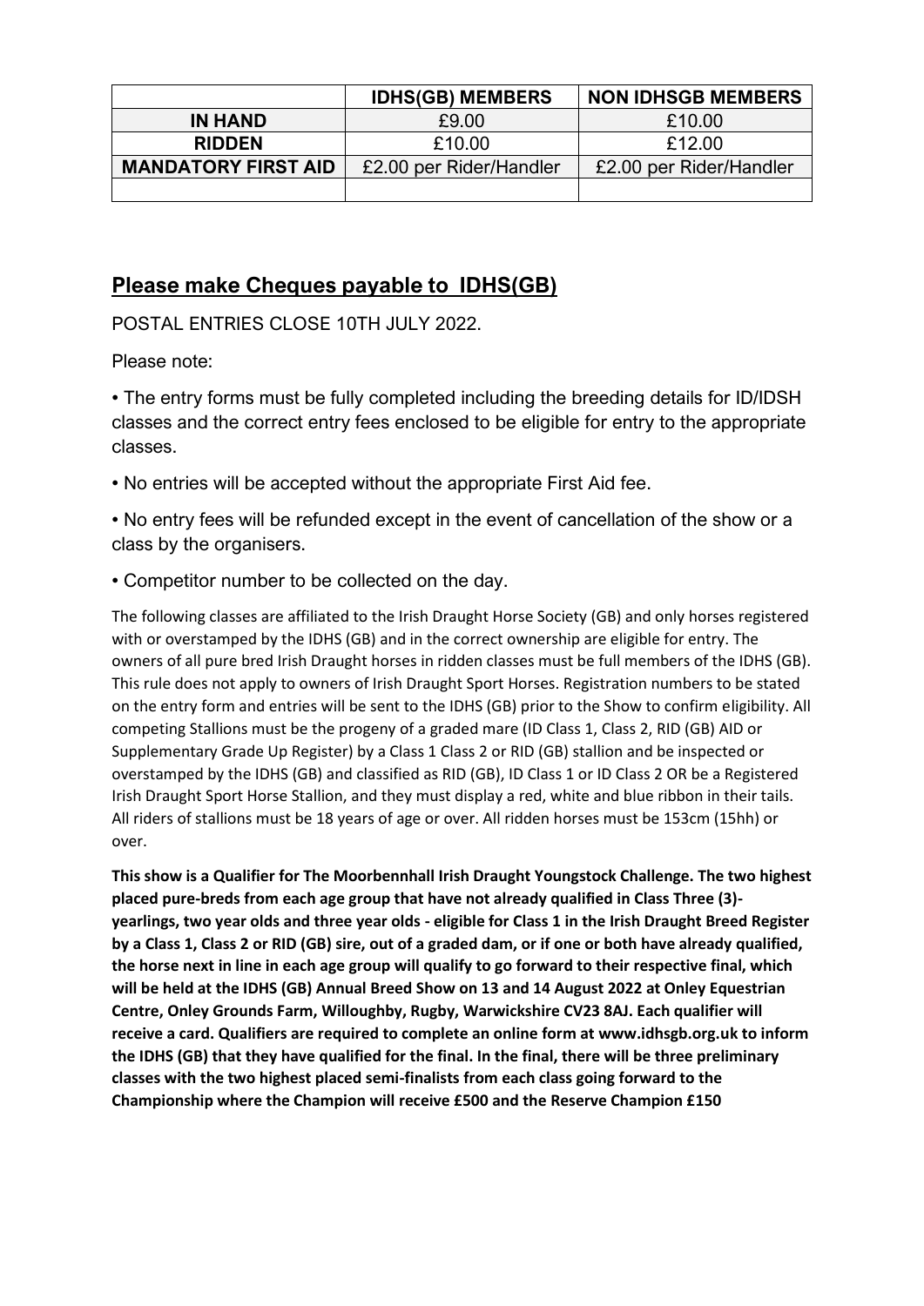| | IDHS(GB) MEMBERS | NON IDHSGB MEMBERS |
|---|---|---|
| **IN HAND** | £9.00 | £10.00 |
| **RIDDEN** | £10.00 | £12.00 |
| **MANDATORY FIRST AID** | £2.00 per Rider/Handler | £2.00 per Rider/Handler |
| | | |

## **Please make Cheques payable to IDHS(GB)**

POSTAL ENTRIES CLOSE 10TH JULY 2022.

Please note:

- The entry forms must be fully completed including the breeding details for ID/IDSH classes and the correct entry fees enclosed to be eligible for entry to the appropriate classes.
- No entries will be accepted without the appropriate First Aid fee.
- No entry fees will be refunded except in the event of cancellation of the show or a class by the organisers.
- Competitor number to be collected on the day.

The following classes are affiliated to the Irish Draught Horse Society (GB) and only horses registered with or overstamped by the IDHS (GB) and in the correct ownership are eligible for entry. The owners of all pure bred Irish Draught horses in ridden classes must be full members of the IDHS (GB). This rule does not apply to owners of Irish Draught Sport Horses. Registration numbers to be stated on the entry form and entries will be sent to the IDHS (GB) prior to the Show to confirm eligibility. All competing Stallions must be the progeny of a graded mare (ID Class 1, Class 2, RID (GB) AID or Supplementary Grade Up Register) by a Class 1 Class 2 or RID (GB) stallion and be inspected or overstamped by the IDHS (GB) and classified as RID (GB), ID Class 1 or ID Class 2 OR be a Registered Irish Draught Sport Horse Stallion, and they must display a red, white and blue ribbon in their tails. All riders of stallions must be 18 years of age or over. All ridden horses must be 153cm (15hh) or over.

**This show is a Qualifier for The Moorbennhall Irish Draught Youngstock Challenge. The two highest placed pure-breds from each age group that have not already qualified in Class Three (3)- yearlings, two year olds and three year olds - eligible for Class 1 in the Irish Draught Breed Register by a Class 1, Class 2 or RID (GB) sire, out of a graded dam, or if one or both have already qualified, the horse next in line in each age group will qualify to go forward to their respective final, which will be held at the IDHS (GB) Annual Breed Show on 13 and 14 August 2022 at Onley Equestrian Centre, Onley Grounds Farm, Willoughby, Rugby, Warwickshire CV23 8AJ. Each qualifier will receive a card. Qualifiers are required to complete an online form at www.idhsgb.org.uk to inform the IDHS (GB) that they have qualified for the final. In the final, there will be three preliminary classes with the two highest placed semi-finalists from each class going forward to the Championship where the Champion will receive £500 and the Reserve Champion £150**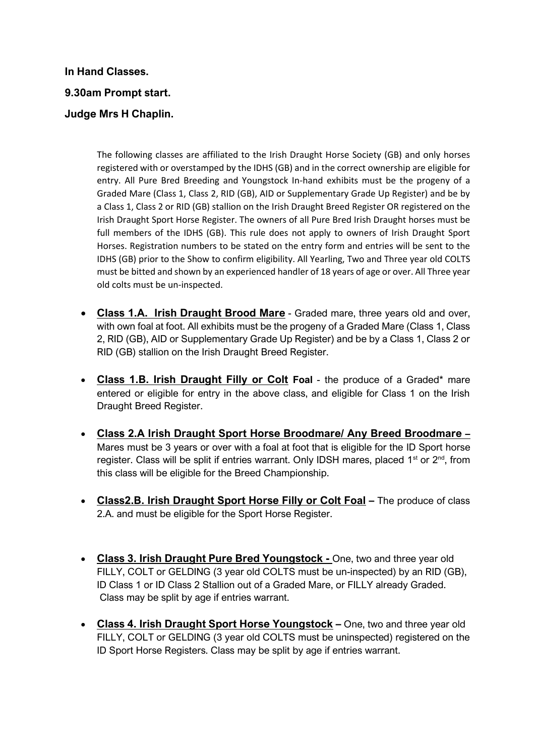**In Hand Classes.**

**9.30am Prompt start.**

**Judge Mrs H Chaplin.**

The following classes are affiliated to the Irish Draught Horse Society (GB) and only horses registered with or overstamped by the IDHS (GB) and in the correct ownership are eligible for entry. All Pure Bred Breeding and Youngstock In-hand exhibits must be the progeny of a Graded Mare (Class 1, Class 2, RID (GB), AID or Supplementary Grade Up Register) and be by a Class 1, Class 2 or RID (GB) stallion on the Irish Draught Breed Register OR registered on the Irish Draught Sport Horse Register. The owners of all Pure Bred Irish Draught horses must be full members of the IDHS (GB). This rule does not apply to owners of Irish Draught Sport Horses. Registration numbers to be stated on the entry form and entries will be sent to the IDHS (GB) prior to the Show to confirm eligibility. All Yearling, Two and Three year old COLTS must be bitted and shown by an experienced handler of 18 years of age or over. All Three year old colts must be un-inspected.

- **Class 1.A. Irish Draught Brood Mare** - Graded mare, three years old and over, with own foal at foot. All exhibits must be the progeny of a Graded Mare (Class 1, Class 2, RID (GB), AID or Supplementary Grade Up Register) and be by a Class 1, Class 2 or RID (GB) stallion on the Irish Draught Breed Register.
- **Class 1.B. Irish Draught Filly or Colt Foal** - the produce of a Graded* mare entered or eligible for entry in the above class, and eligible for Class 1 on the Irish Draught Breed Register.
- **Class 2.A Irish Draught Sport Horse Broodmare/ Any Breed Broodmare –** Mares must be 3 years or over with a foal at foot that is eligible for the ID Sport horse register. Class will be split if entries warrant. Only IDSH mares, placed 1st or 2nd, from this class will be eligible for the Breed Championship.
- **Class2.B. Irish Draught Sport Horse Filly or Colt Foal –** The produce of class 2.A. and must be eligible for the Sport Horse Register.
- **Class 3. Irish Draught Pure Bred Youngstock -** One, two and three year old FILLY, COLT or GELDING (3 year old COLTS must be un-inspected) by an RID (GB), ID Class 1 or ID Class 2 Stallion out of a Graded Mare, or FILLY already Graded. Class may be split by age if entries warrant.
- **Class 4. Irish Draught Sport Horse Youngstock –** One, two and three year old FILLY, COLT or GELDING (3 year old COLTS must be uninspected) registered on the ID Sport Horse Registers. Class may be split by age if entries warrant.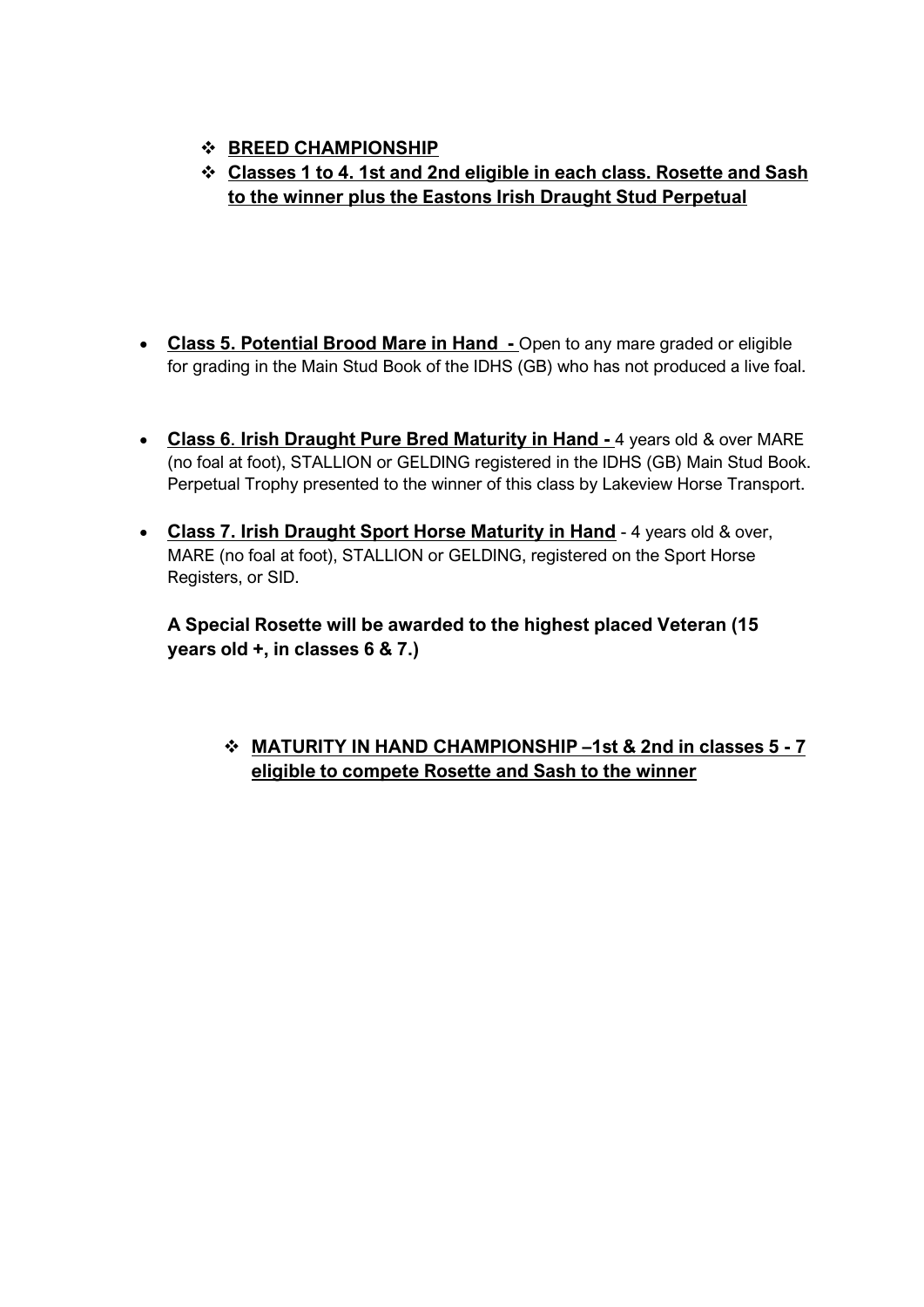- **BREED CHAMPIONSHIP**
- **Classes 1 to 4. 1st and 2nd eligible in each class. Rosette and Sash to the winner plus the Eastons Irish Draught Stud Perpetual**

- **Class 5. Potential Brood Mare in Hand -** Open to any mare graded or eligible for grading in the Main Stud Book of the IDHS (GB) who has not produced a live foal.

- **Class 6. Irish Draught Pure Bred Maturity in Hand -** 4 years old & over MARE (no foal at foot), STALLION or GELDING registered in the IDHS (GB) Main Stud Book. Perpetual Trophy presented to the winner of this class by Lakeview Horse Transport.

- **Class 7. Irish Draught Sport Horse Maturity in Hand** - 4 years old & over, MARE (no foal at foot), STALLION or GELDING, registered on the Sport Horse Registers, or SID.

**A Special Rosette will be awarded to the highest placed Veteran (15 years old +, in classes 6 & 7.)**

- **MATURITY IN HAND CHAMPIONSHIP –1st & 2nd in classes 5 - 7 eligible to compete Rosette and Sash to the winner**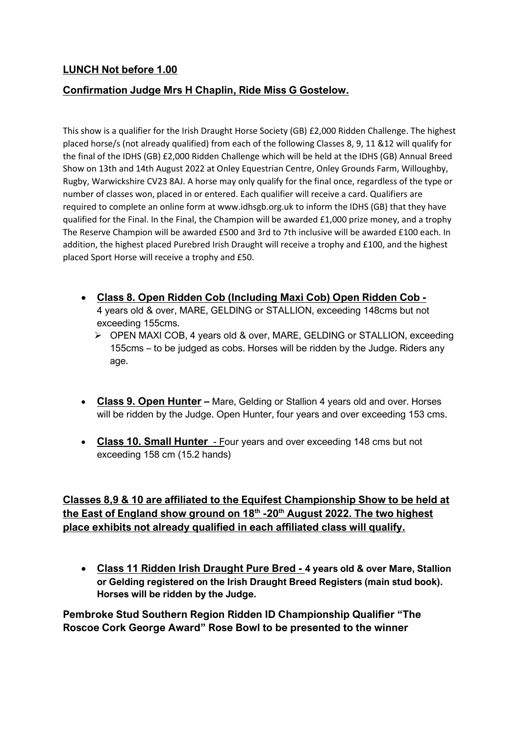**LUNCH Not before 1.00**

**Confirmation Judge Mrs H Chaplin, Ride Miss G Gostelow.**

This show is a qualifier for the Irish Draught Horse Society (GB) £2,000 Ridden Challenge. The highest placed horse/s (not already qualified) from each of the following Classes 8, 9, 11 &12 will qualify for the final of the IDHS (GB) £2,000 Ridden Challenge which will be held at the IDHS (GB) Annual Breed Show on 13th and 14th August 2022 at Onley Equestrian Centre, Onley Grounds Farm, Willoughby, Rugby, Warwickshire CV23 8AJ. A horse may only qualify for the final once, regardless of the type or number of classes won, placed in or entered. Each qualifier will receive a card. Qualifiers are required to complete an online form at www.idhsgb.org.uk to inform the IDHS (GB) that they have qualified for the Final. In the Final, the Champion will be awarded £1,000 prize money, and a trophy The Reserve Champion will be awarded £500 and 3rd to 7th inclusive will be awarded £100 each. In addition, the highest placed Purebred Irish Draught will receive a trophy and £100, and the highest placed Sport Horse will receive a trophy and £50.

- **Class 8. Open Ridden Cob (Including Maxi Cob) Open Ridden Cob -** 4 years old & over, MARE, GELDING or STALLION, exceeding 148cms but not exceeding 155cms.
  - OPEN MAXI COB, 4 years old & over, MARE, GELDING or STALLION, exceeding 155cms – to be judged as cobs. Horses will be ridden by the Judge. Riders any age.

- **Class 9. Open Hunter –** Mare, Gelding or Stallion 4 years old and over. Horses will be ridden by the Judge. Open Hunter, four years and over exceeding 153 cms.

- **Class 10. Small Hunter** - Four years and over exceeding 148 cms but not exceeding 158 cm (15.2 hands)

**Classes 8,9 & 10 are affiliated to the Equifest Championship Show to be held at the East of England show ground on 18th -20th August 2022. The two highest place exhibits not already qualified in each affiliated class will qualify.**

- **Class 11 Ridden Irish Draught Pure Bred - 4 years old & over Mare, Stallion or Gelding registered on the Irish Draught Breed Registers (main stud book). Horses will be ridden by the Judge.**

**Pembroke Stud Southern Region Ridden ID Championship Qualifier "The Roscoe Cork George Award" Rose Bowl to be presented to the winner**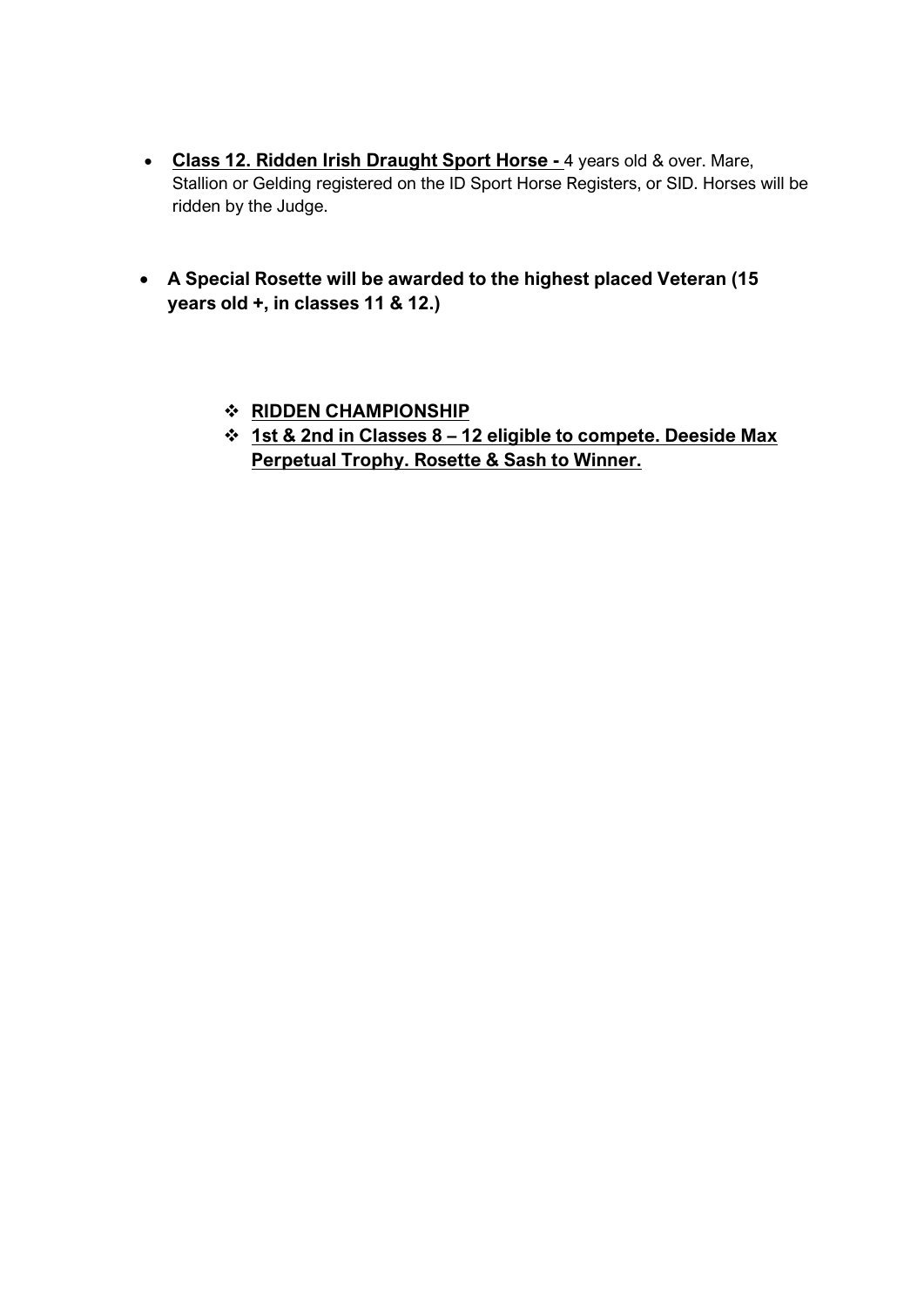- **Class 12. Ridden Irish Draught Sport Horse -** 4 years old & over. Mare, Stallion or Gelding registered on the ID Sport Horse Registers, or SID. Horses will be ridden by the Judge.

- **A Special Rosette will be awarded to the highest placed Veteran (15 years old +, in classes 11 & 12.)**

  - **RIDDEN CHAMPIONSHIP**
  - **1st & 2nd in Classes 8 – 12 eligible to compete. Deeside Max Perpetual Trophy. Rosette & Sash to Winner.**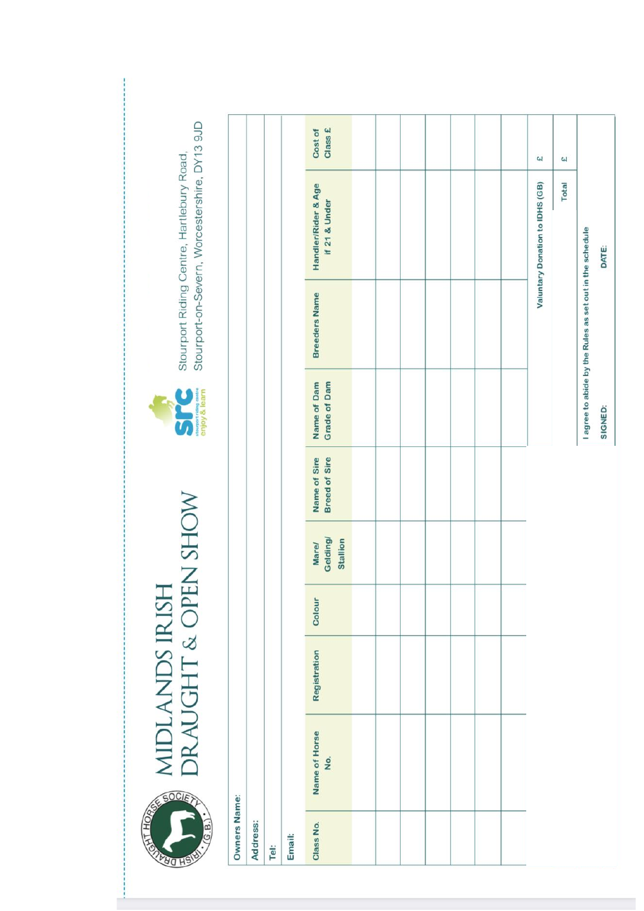# MIDLANDS IRISH DRAUGHT & OPEN SHOW

Stourport Riding Centre, Hartlebury Road, Stourport-on-Severn, Worcestershire, DY13 9JD

Owners Name:

Address:

Tel:

Email:

| Class No. | Name of Horse No. | Registration | Colour | Mare/ Gelding/ Stallion | Name of Sire Breed of Sire | Name of Dam Grade of Dam | Breeders Name | Handler/Rider & Age if 21 & Under | Cost of Class £ |
|---|---|---|---|---|---|---|---|---|---|
| | | | | | | | | | |
| | | | | | | | | | |
| | | | | | | | | | |
| | | | | | | | | | |
| | | | | | | | | | |
| | | | | | | | | | |

Valuntary Donation to IDHS (GB) £

Total £

I agree to abide by the Rules as set out in the schedule

SIGNED:

DATE: